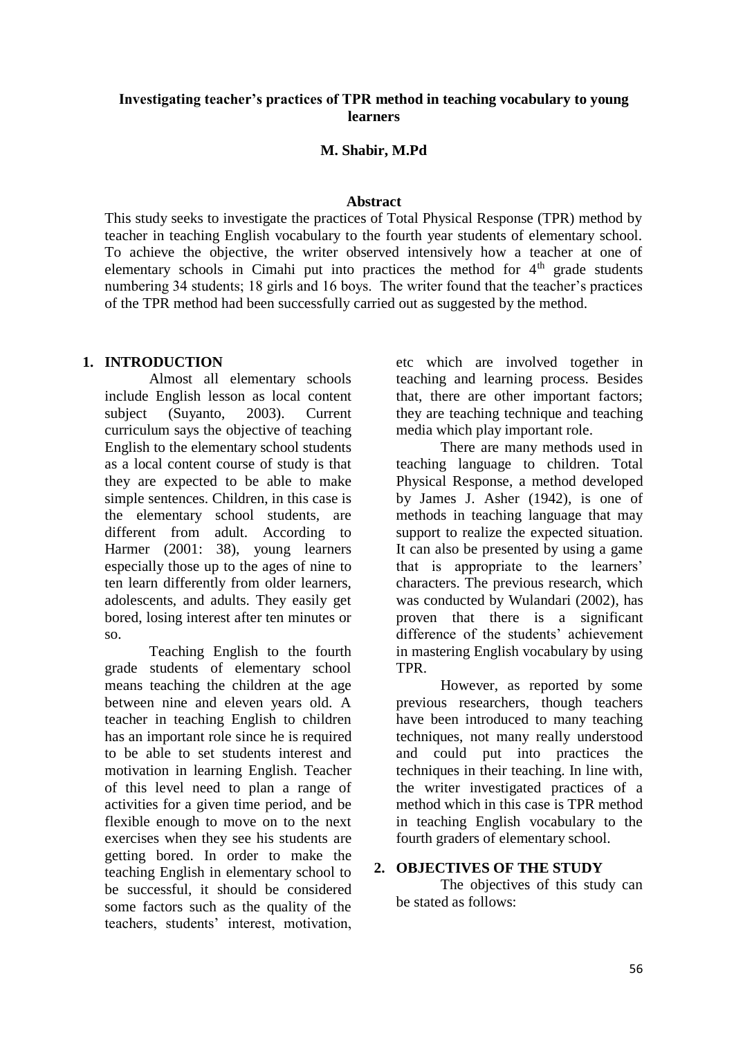# Investigating teacher's practices of TPR method in teaching vocabulary to young learners

**M. Shabir, M.Pd**

## Abstract

This study seeks to investigate the practices of Total Physical Response (TPR) method by teacher in teaching English vocabulary to the fourth year students of elementary school. To achieve the objective, the writer observed intensively how a teacher at one of elementary schools in Cimahi put into practices the method for 4th grade students numbering 34 students; 18 girls and 16 boys. The writer found that the teacher's practices of the TPR method had been successfully carried out as suggested by the method.

## 1. INTRODUCTION

Almost all elementary schools include English lesson as local content subject (Suyanto, 2003). Current curriculum says the objective of teaching English to the elementary school students as a local content course of study is that they are expected to be able to make simple sentences. Children, in this case is the elementary school students, are different from adult. According to Harmer (2001: 38), young learners especially those up to the ages of nine to ten learn differently from older learners, adolescents, and adults. They easily get bored, losing interest after ten minutes or so.

Teaching English to the fourth grade students of elementary school means teaching the children at the age between nine and eleven years old. A teacher in teaching English to children has an important role since he is required to be able to set students interest and motivation in learning English. Teacher of this level need to plan a range of activities for a given time period, and be flexible enough to move on to the next exercises when they see his students are getting bored. In order to make the teaching English in elementary school to be successful, it should be considered some factors such as the quality of the teachers, students' interest, motivation, etc which are involved together in teaching and learning process. Besides that, there are other important factors; they are teaching technique and teaching media which play important role.

There are many methods used in teaching language to children. Total Physical Response, a method developed by James J. Asher (1942), is one of methods in teaching language that may support to realize the expected situation. It can also be presented by using a game that is appropriate to the learners' characters. The previous research, which was conducted by Wulandari (2002), has proven that there is a significant difference of the students' achievement in mastering English vocabulary by using TPR.

However, as reported by some previous researchers, though teachers have been introduced to many teaching techniques, not many really understood and could put into practices the techniques in their teaching. In line with, the writer investigated practices of a method which in this case is TPR method in teaching English vocabulary to the fourth graders of elementary school.

## 2. OBJECTIVES OF THE STUDY

The objectives of this study can be stated as follows: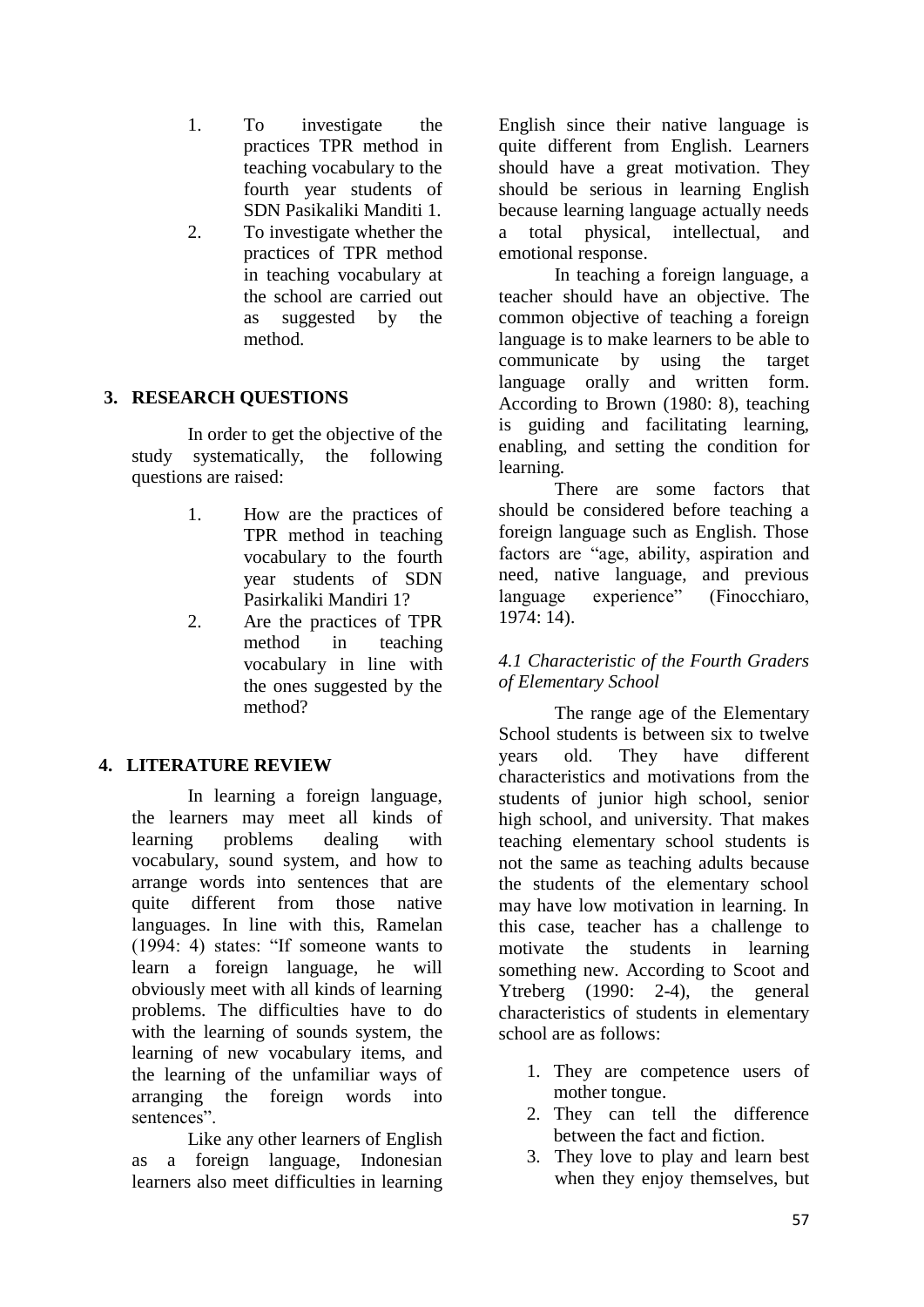1. To investigate the practices TPR method in teaching vocabulary to the fourth year students of SDN Pasikaliki Manditi 1.
2. To investigate whether the practices of TPR method in teaching vocabulary at the school are carried out as suggested by the method.

## 3. RESEARCH QUESTIONS

In order to get the objective of the study systematically, the following questions are raised:

1. How are the practices of TPR method in teaching vocabulary to the fourth year students of SDN Pasirkaliki Mandiri 1?
2. Are the practices of TPR method in teaching vocabulary in line with the ones suggested by the method?

## 4. LITERATURE REVIEW

In learning a foreign language, the learners may meet all kinds of learning problems dealing with vocabulary, sound system, and how to arrange words into sentences that are quite different from those native languages. In line with this, Ramelan (1994: 4) states: "If someone wants to learn a foreign language, he will obviously meet with all kinds of learning problems. The difficulties have to do with the learning of sounds system, the learning of new vocabulary items, and the learning of the unfamiliar ways of arranging the foreign words into sentences".

Like any other learners of English as a foreign language, Indonesian learners also meet difficulties in learning English since their native language is quite different from English. Learners should have a great motivation. They should be serious in learning English because learning language actually needs a total physical, intellectual, and emotional response.

In teaching a foreign language, a teacher should have an objective. The common objective of teaching a foreign language is to make learners to be able to communicate by using the target language orally and written form. According to Brown (1980: 8), teaching is guiding and facilitating learning, enabling, and setting the condition for learning.

There are some factors that should be considered before teaching a foreign language such as English. Those factors are "age, ability, aspiration and need, native language, and previous language experience" (Finocchiaro, 1974: 14).

### *4.1 Characteristic of the Fourth Graders of Elementary School*

The range age of the Elementary School students is between six to twelve years old. They have different characteristics and motivations from the students of junior high school, senior high school, and university. That makes teaching elementary school students is not the same as teaching adults because the students of the elementary school may have low motivation in learning. In this case, teacher has a challenge to motivate the students in learning something new. According to Scoot and Ytreberg (1990: 2-4), the general characteristics of students in elementary school are as follows:

1. They are competence users of mother tongue.
2. They can tell the difference between the fact and fiction.
3. They love to play and learn best when they enjoy themselves, but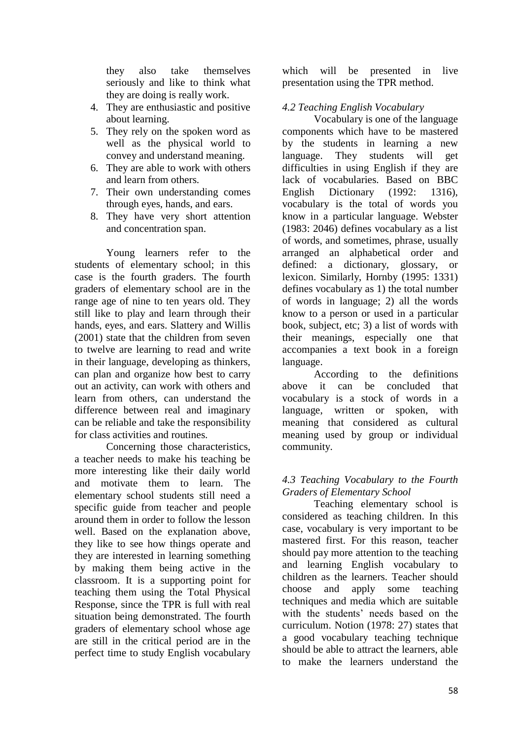they also take themselves seriously and like to think what they are doing is really work.
4. They are enthusiastic and positive about learning.
5. They rely on the spoken word as well as the physical world to convey and understand meaning.
6. They are able to work with others and learn from others.
7. Their own understanding comes through eyes, hands, and ears.
8. They have very short attention and concentration span.

Young learners refer to the students of elementary school; in this case is the fourth graders. The fourth graders of elementary school are in the range age of nine to ten years old. They still like to play and learn through their hands, eyes, and ears. Slattery and Willis (2001) state that the children from seven to twelve are learning to read and write in their language, developing as thinkers, can plan and organize how best to carry out an activity, can work with others and learn from others, can understand the difference between real and imaginary can be reliable and take the responsibility for class activities and routines.

Concerning those characteristics, a teacher needs to make his teaching be more interesting like their daily world and motivate them to learn. The elementary school students still need a specific guide from teacher and people around them in order to follow the lesson well. Based on the explanation above, they like to see how things operate and they are interested in learning something by making them being active in the classroom. It is a supporting point for teaching them using the Total Physical Response, since the TPR is full with real situation being demonstrated. The fourth graders of elementary school whose age are still in the critical period are in the perfect time to study English vocabulary which will be presented in live presentation using the TPR method.

### *4.2 Teaching English Vocabulary*

Vocabulary is one of the language components which have to be mastered by the students in learning a new language. They students will get difficulties in using English if they are lack of vocabularies. Based on BBC English Dictionary (1992: 1316), vocabulary is the total of words you know in a particular language. Webster (1983: 2046) defines vocabulary as a list of words, and sometimes, phrase, usually arranged an alphabetical order and defined: a dictionary, glossary, or lexicon. Similarly, Hornby (1995: 1331) defines vocabulary as 1) the total number of words in language; 2) all the words know to a person or used in a particular book, subject, etc; 3) a list of words with their meanings, especially one that accompanies a text book in a foreign language.

According to the definitions above it can be concluded that vocabulary is a stock of words in a language, written or spoken, with meaning that considered as cultural meaning used by group or individual community.

### *4.3 Teaching Vocabulary to the Fourth Graders of Elementary School*

Teaching elementary school is considered as teaching children. In this case, vocabulary is very important to be mastered first. For this reason, teacher should pay more attention to the teaching and learning English vocabulary to children as the learners. Teacher should choose and apply some teaching techniques and media which are suitable with the students' needs based on the curriculum. Notion (1978: 27) states that a good vocabulary teaching technique should be able to attract the learners, able to make the learners understand the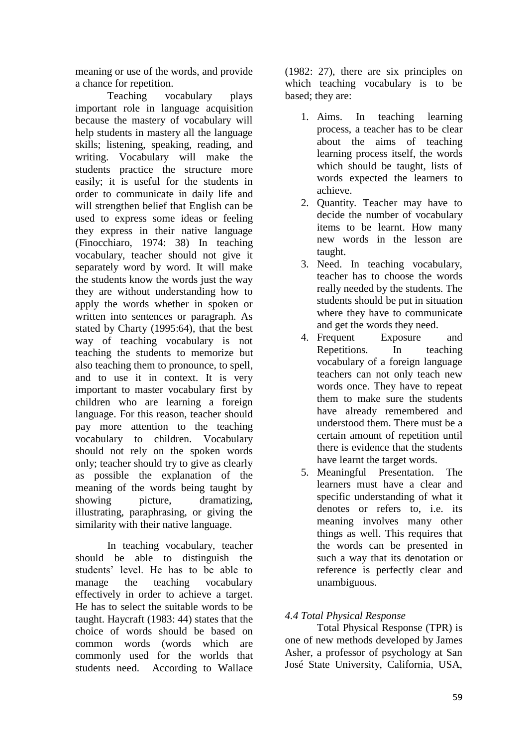meaning or use of the words, and provide a chance for repetition.

Teaching vocabulary plays important role in language acquisition because the mastery of vocabulary will help students in mastery all the language skills; listening, speaking, reading, and writing. Vocabulary will make the students practice the structure more easily; it is useful for the students in order to communicate in daily life and will strengthen belief that English can be used to express some ideas or feeling they express in their native language (Finocchiaro, 1974: 38) In teaching vocabulary, teacher should not give it separately word by word. It will make the students know the words just the way they are without understanding how to apply the words whether in spoken or written into sentences or paragraph. As stated by Charty (1995:64), that the best way of teaching vocabulary is not teaching the students to memorize but also teaching them to pronounce, to spell, and to use it in context. It is very important to master vocabulary first by children who are learning a foreign language. For this reason, teacher should pay more attention to the teaching vocabulary to children. Vocabulary should not rely on the spoken words only; teacher should try to give as clearly as possible the explanation of the meaning of the words being taught by showing picture, dramatizing, illustrating, paraphrasing, or giving the similarity with their native language.

In teaching vocabulary, teacher should be able to distinguish the students' level. He has to be able to manage the teaching vocabulary effectively in order to achieve a target. He has to select the suitable words to be taught. Haycraft (1983: 44) states that the choice of words should be based on common words (words which are commonly used for the worlds that students need. According to Wallace (1982: 27), there are six principles on which teaching vocabulary is to be based; they are:

1. Aims. In teaching learning process, a teacher has to be clear about the aims of teaching learning process itself, the words which should be taught, lists of words expected the learners to achieve.
2. Quantity. Teacher may have to decide the number of vocabulary items to be learnt. How many new words in the lesson are taught.
3. Need. In teaching vocabulary, teacher has to choose the words really needed by the students. The students should be put in situation where they have to communicate and get the words they need.
4. Frequent Exposure and Repetitions. In teaching vocabulary of a foreign language teachers can not only teach new words once. They have to repeat them to make sure the students have already remembered and understood them. There must be a certain amount of repetition until there is evidence that the students have learnt the target words.
5. Meaningful Presentation. The learners must have a clear and specific understanding of what it denotes or refers to, i.e. its meaning involves many other things as well. This requires that the words can be presented in such a way that its denotation or reference is perfectly clear and unambiguous.

*4.4 Total Physical Response*

Total Physical Response (TPR) is one of new methods developed by James Asher, a professor of psychology at San José State University, California, USA,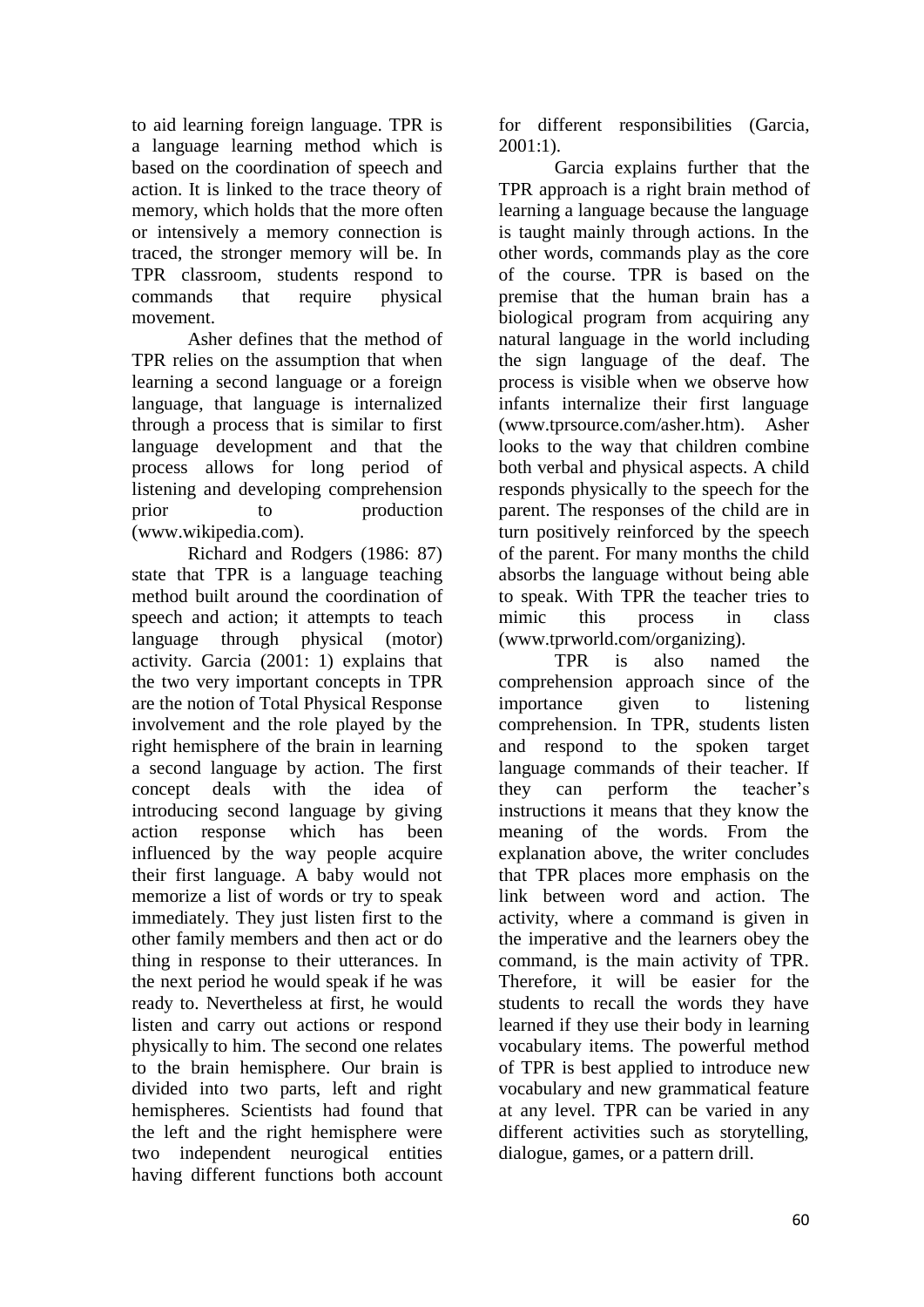to aid learning foreign language. TPR is a language learning method which is based on the coordination of speech and action. It is linked to the trace theory of memory, which holds that the more often or intensively a memory connection is traced, the stronger memory will be. In TPR classroom, students respond to commands that require physical movement.

Asher defines that the method of TPR relies on the assumption that when learning a second language or a foreign language, that language is internalized through a process that is similar to first language development and that the process allows for long period of listening and developing comprehension prior to production (www.wikipedia.com).

Richard and Rodgers (1986: 87) state that TPR is a language teaching method built around the coordination of speech and action; it attempts to teach language through physical (motor) activity. Garcia (2001: 1) explains that the two very important concepts in TPR are the notion of Total Physical Response involvement and the role played by the right hemisphere of the brain in learning a second language by action. The first concept deals with the idea of introducing second language by giving action response which has been influenced by the way people acquire their first language. A baby would not memorize a list of words or try to speak immediately. They just listen first to the other family members and then act or do thing in response to their utterances. In the next period he would speak if he was ready to. Nevertheless at first, he would listen and carry out actions or respond physically to him. The second one relates to the brain hemisphere. Our brain is divided into two parts, left and right hemispheres. Scientists had found that the left and the right hemisphere were two independent neurogical entities having different functions both account for different responsibilities (Garcia, 2001:1).

Garcia explains further that the TPR approach is a right brain method of learning a language because the language is taught mainly through actions. In the other words, commands play as the core of the course. TPR is based on the premise that the human brain has a biological program from acquiring any natural language in the world including the sign language of the deaf. The process is visible when we observe how infants internalize their first language (www.tprsource.com/asher.htm). Asher looks to the way that children combine both verbal and physical aspects. A child responds physically to the speech for the parent. The responses of the child are in turn positively reinforced by the speech of the parent. For many months the child absorbs the language without being able to speak. With TPR the teacher tries to mimic this process in class (www.tprworld.com/organizing).

TPR is also named the comprehension approach since of the importance given to listening comprehension. In TPR, students listen and respond to the spoken target language commands of their teacher. If they can perform the teacher's instructions it means that they know the meaning of the words. From the explanation above, the writer concludes that TPR places more emphasis on the link between word and action. The activity, where a command is given in the imperative and the learners obey the command, is the main activity of TPR. Therefore, it will be easier for the students to recall the words they have learned if they use their body in learning vocabulary items. The powerful method of TPR is best applied to introduce new vocabulary and new grammatical feature at any level. TPR can be varied in any different activities such as storytelling, dialogue, games, or a pattern drill.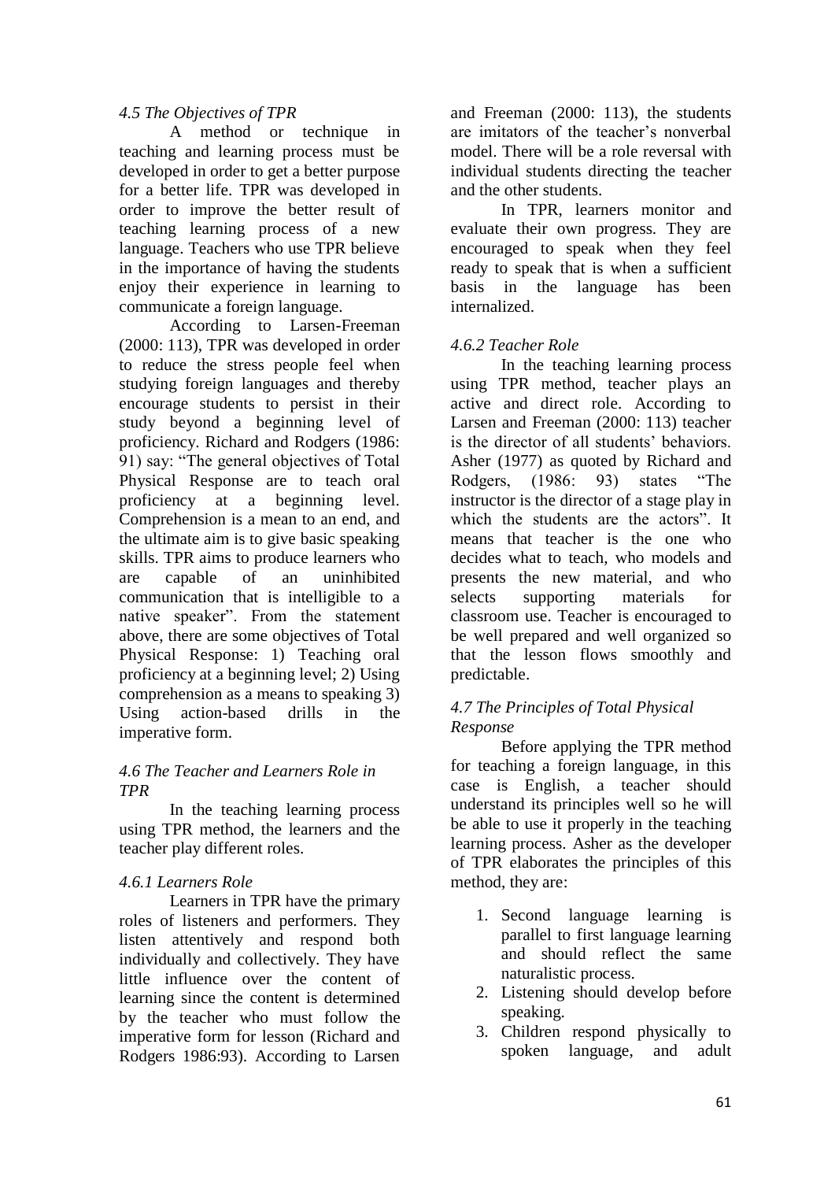*4.5 The Objectives of TPR*

A method or technique in teaching and learning process must be developed in order to get a better purpose for a better life. TPR was developed in order to improve the better result of teaching learning process of a new language. Teachers who use TPR believe in the importance of having the students enjoy their experience in learning to communicate a foreign language.

According to Larsen-Freeman (2000: 113), TPR was developed in order to reduce the stress people feel when studying foreign languages and thereby encourage students to persist in their study beyond a beginning level of proficiency. Richard and Rodgers (1986: 91) say: "The general objectives of Total Physical Response are to teach oral proficiency at a beginning level. Comprehension is a mean to an end, and the ultimate aim is to give basic speaking skills. TPR aims to produce learners who are capable of an uninhibited communication that is intelligible to a native speaker". From the statement above, there are some objectives of Total Physical Response: 1) Teaching oral proficiency at a beginning level; 2) Using comprehension as a means to speaking 3) Using action-based drills in the imperative form.

*4.6 The Teacher and Learners Role in TPR*

In the teaching learning process using TPR method, the learners and the teacher play different roles.

*4.6.1 Learners Role*

Learners in TPR have the primary roles of listeners and performers. They listen attentively and respond both individually and collectively. They have little influence over the content of learning since the content is determined by the teacher who must follow the imperative form for lesson (Richard and Rodgers 1986:93). According to Larsen and Freeman (2000: 113), the students are imitators of the teacher's nonverbal model. There will be a role reversal with individual students directing the teacher and the other students.

In TPR, learners monitor and evaluate their own progress. They are encouraged to speak when they feel ready to speak that is when a sufficient basis in the language has been internalized.

*4.6.2 Teacher Role*

In the teaching learning process using TPR method, teacher plays an active and direct role. According to Larsen and Freeman (2000: 113) teacher is the director of all students' behaviors. Asher (1977) as quoted by Richard and Rodgers, (1986: 93) states "The instructor is the director of a stage play in which the students are the actors". It means that teacher is the one who decides what to teach, who models and presents the new material, and who selects supporting materials for classroom use. Teacher is encouraged to be well prepared and well organized so that the lesson flows smoothly and predictable.

*4.7 The Principles of Total Physical Response*

Before applying the TPR method for teaching a foreign language, in this case is English, a teacher should understand its principles well so he will be able to use it properly in the teaching learning process. Asher as the developer of TPR elaborates the principles of this method, they are:

1. Second language learning is parallel to first language learning and should reflect the same naturalistic process.
2. Listening should develop before speaking.
3. Children respond physically to spoken language, and adult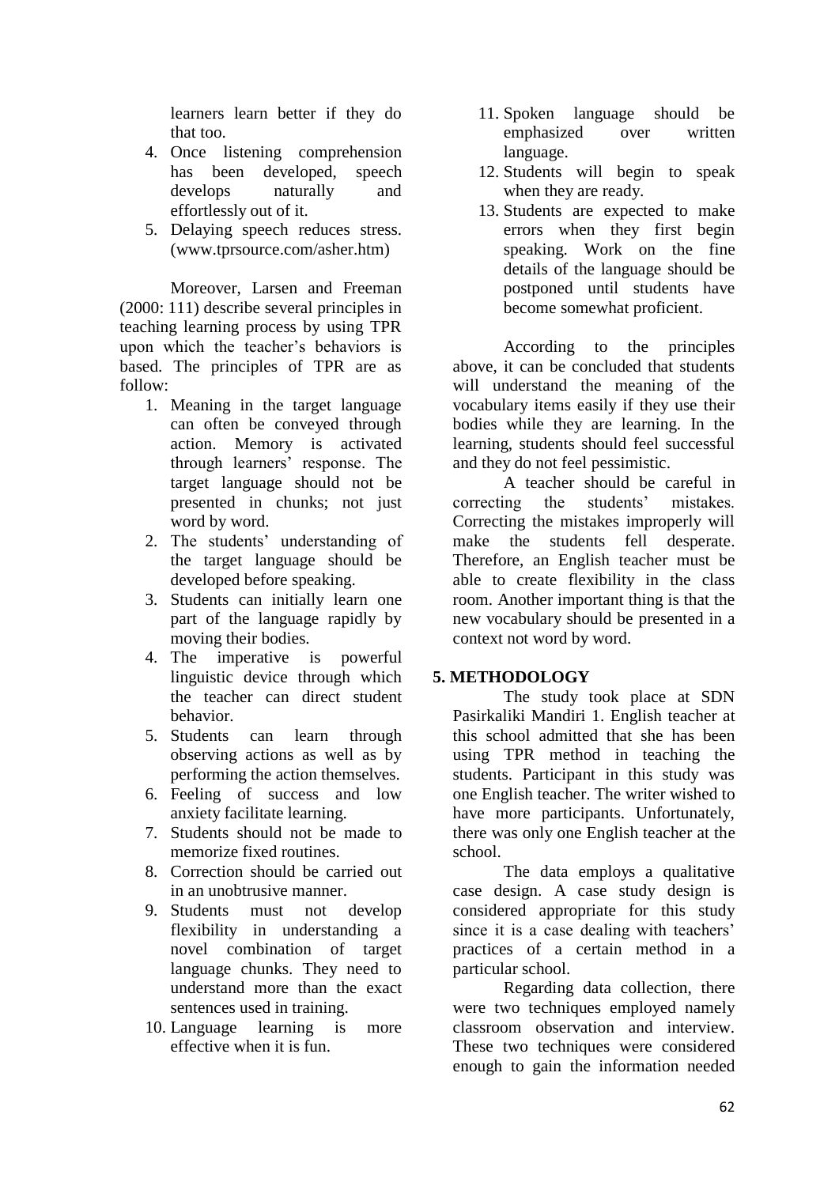learners learn better if they do that too.

4. Once listening comprehension has been developed, speech develops naturally and effortlessly out of it.
5. Delaying speech reduces stress. (www.tprsource.com/asher.htm)

Moreover, Larsen and Freeman (2000: 111) describe several principles in teaching learning process by using TPR upon which the teacher's behaviors is based. The principles of TPR are as follow:

1. Meaning in the target language can often be conveyed through action. Memory is activated through learners' response. The target language should not be presented in chunks; not just word by word.
2. The students' understanding of the target language should be developed before speaking.
3. Students can initially learn one part of the language rapidly by moving their bodies.
4. The imperative is powerful linguistic device through which the teacher can direct student behavior.
5. Students can learn through observing actions as well as by performing the action themselves.
6. Feeling of success and low anxiety facilitate learning.
7. Students should not be made to memorize fixed routines.
8. Correction should be carried out in an unobtrusive manner.
9. Students must not develop flexibility in understanding a novel combination of target language chunks. They need to understand more than the exact sentences used in training.
10. Language learning is more effective when it is fun.
11. Spoken language should be emphasized over written language.
12. Students will begin to speak when they are ready.
13. Students are expected to make errors when they first begin speaking. Work on the fine details of the language should be postponed until students have become somewhat proficient.

According to the principles above, it can be concluded that students will understand the meaning of the vocabulary items easily if they use their bodies while they are learning. In the learning, students should feel successful and they do not feel pessimistic.

A teacher should be careful in correcting the students' mistakes. Correcting the mistakes improperly will make the students fell desperate. Therefore, an English teacher must be able to create flexibility in the class room. Another important thing is that the new vocabulary should be presented in a context not word by word.

## 5. METHODOLOGY

The study took place at SDN Pasirkaliki Mandiri 1. English teacher at this school admitted that she has been using TPR method in teaching the students. Participant in this study was one English teacher. The writer wished to have more participants. Unfortunately, there was only one English teacher at the school.

The data employs a qualitative case design. A case study design is considered appropriate for this study since it is a case dealing with teachers' practices of a certain method in a particular school.

Regarding data collection, there were two techniques employed namely classroom observation and interview. These two techniques were considered enough to gain the information needed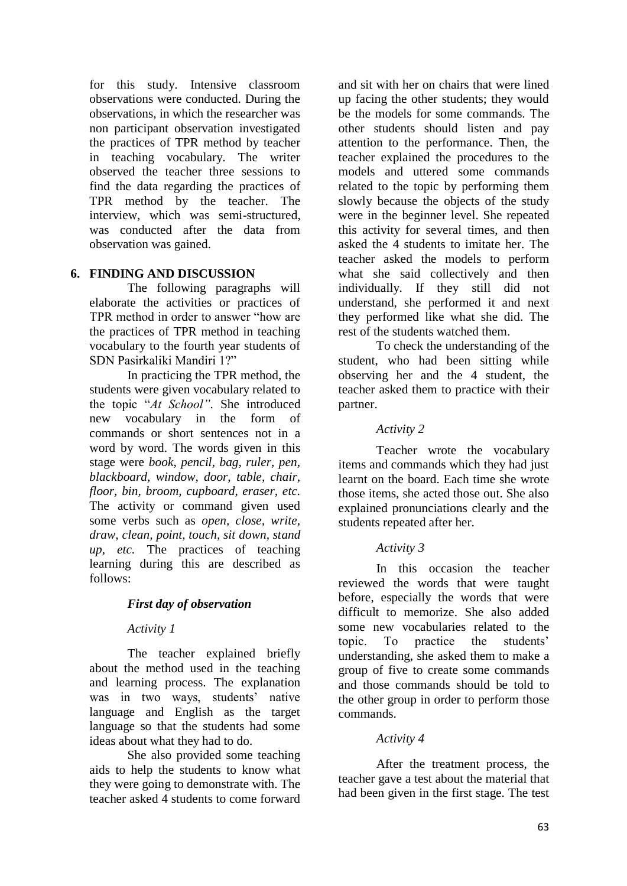for this study. Intensive classroom observations were conducted. During the observations, in which the researcher was non participant observation investigated the practices of TPR method by teacher in teaching vocabulary. The writer observed the teacher three sessions to find the data regarding the practices of TPR method by the teacher. The interview, which was semi-structured, was conducted after the data from observation was gained.

## 6. FINDING AND DISCUSSION

The following paragraphs will elaborate the activities or practices of TPR method in order to answer "how are the practices of TPR method in teaching vocabulary to the fourth year students of SDN Pasirkaliki Mandiri 1?"

In practicing the TPR method, the students were given vocabulary related to the topic "*At School"*. She introduced new vocabulary in the form of commands or short sentences not in a word by word. The words given in this stage were *book, pencil, bag, ruler, pen, blackboard, window, door, table, chair, floor, bin, broom, cupboard, eraser, etc.* The activity or command given used some verbs such as *open, close, write, draw, clean, point, touch, sit down, stand up, etc.* The practices of teaching learning during this are described as follows:

### *First day of observation*

*Activity 1*

The teacher explained briefly about the method used in the teaching and learning process. The explanation was in two ways, students' native language and English as the target language so that the students had some ideas about what they had to do.

She also provided some teaching aids to help the students to know what they were going to demonstrate with. The teacher asked 4 students to come forward and sit with her on chairs that were lined up facing the other students; they would be the models for some commands. The other students should listen and pay attention to the performance. Then, the teacher explained the procedures to the models and uttered some commands related to the topic by performing them slowly because the objects of the study were in the beginner level. She repeated this activity for several times, and then asked the 4 students to imitate her. The teacher asked the models to perform what she said collectively and then individually. If they still did not understand, she performed it and next they performed like what she did. The rest of the students watched them.

To check the understanding of the student, who had been sitting while observing her and the 4 student, the teacher asked them to practice with their partner.

*Activity 2*

Teacher wrote the vocabulary items and commands which they had just learnt on the board. Each time she wrote those items, she acted those out. She also explained pronunciations clearly and the students repeated after her.

*Activity 3*

In this occasion the teacher reviewed the words that were taught before, especially the words that were difficult to memorize. She also added some new vocabularies related to the topic. To practice the students' understanding, she asked them to make a group of five to create some commands and those commands should be told to the other group in order to perform those commands.

*Activity 4*

After the treatment process, the teacher gave a test about the material that had been given in the first stage. The test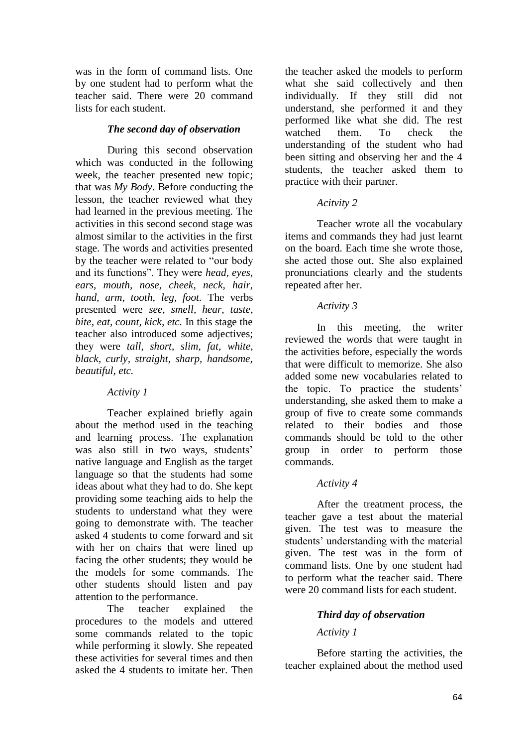was in the form of command lists. One by one student had to perform what the teacher said. There were 20 command lists for each student.

### *The second day of observation*

During this second observation which was conducted in the following week, the teacher presented new topic; that was *My Body*. Before conducting the lesson, the teacher reviewed what they had learned in the previous meeting. The activities in this second second stage was almost similar to the activities in the first stage. The words and activities presented by the teacher were related to "our body and its functions". They were *head, eyes, ears, mouth, nose, cheek, neck, hair, hand, arm, tooth, leg, foot.* The verbs presented were *see, smell, hear, taste, bite, eat, count, kick, etc.* In this stage the teacher also introduced some adjectives; they were *tall, short, slim, fat, white, black, curly, straight, sharp, handsome, beautiful, etc.*

*Activity 1*

Teacher explained briefly again about the method used in the teaching and learning process. The explanation was also still in two ways, students' native language and English as the target language so that the students had some ideas about what they had to do. She kept providing some teaching aids to help the students to understand what they were going to demonstrate with. The teacher asked 4 students to come forward and sit with her on chairs that were lined up facing the other students; they would be the models for some commands. The other students should listen and pay attention to the performance.

The teacher explained the procedures to the models and uttered some commands related to the topic while performing it slowly. She repeated these activities for several times and then asked the 4 students to imitate her. Then the teacher asked the models to perform what she said collectively and then individually. If they still did not understand, she performed it and they performed like what she did. The rest watched them. To check the understanding of the student who had been sitting and observing her and the 4 students, the teacher asked them to practice with their partner.

*Acitvity 2*

Teacher wrote all the vocabulary items and commands they had just learnt on the board. Each time she wrote those, she acted those out. She also explained pronunciations clearly and the students repeated after her.

*Activity 3*

In this meeting, the writer reviewed the words that were taught in the activities before, especially the words that were difficult to memorize. She also added some new vocabularies related to the topic. To practice the students' understanding, she asked them to make a group of five to create some commands related to their bodies and those commands should be told to the other group in order to perform those commands.

*Activity 4*

After the treatment process, the teacher gave a test about the material given. The test was to measure the students' understanding with the material given. The test was in the form of command lists. One by one student had to perform what the teacher said. There were 20 command lists for each student.

### *Third day of observation*

*Activity 1*

Before starting the activities, the teacher explained about the method used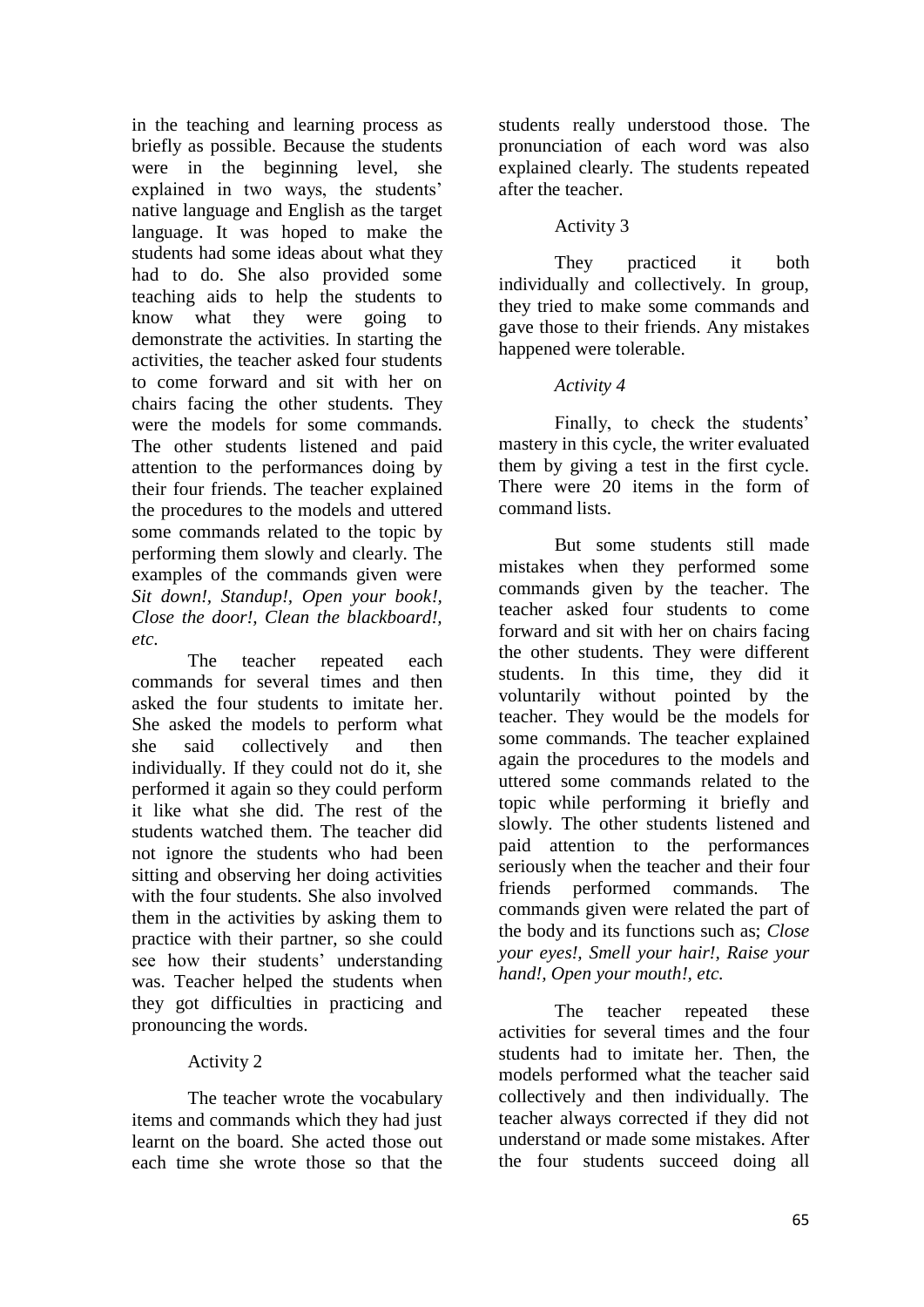in the teaching and learning process as briefly as possible. Because the students were in the beginning level, she explained in two ways, the students' native language and English as the target language. It was hoped to make the students had some ideas about what they had to do. She also provided some teaching aids to help the students to know what they were going to demonstrate the activities. In starting the activities, the teacher asked four students to come forward and sit with her on chairs facing the other students. They were the models for some commands. The other students listened and paid attention to the performances doing by their four friends. The teacher explained the procedures to the models and uttered some commands related to the topic by performing them slowly and clearly. The examples of the commands given were *Sit down!, Standup!, Open your book!, Close the door!, Clean the blackboard!, etc.*

The teacher repeated each commands for several times and then asked the four students to imitate her. She asked the models to perform what she said collectively and then individually. If they could not do it, she performed it again so they could perform it like what she did. The rest of the students watched them. The teacher did not ignore the students who had been sitting and observing her doing activities with the four students. She also involved them in the activities by asking them to practice with their partner, so she could see how their students' understanding was. Teacher helped the students when they got difficulties in practicing and pronouncing the words.

Activity 2

The teacher wrote the vocabulary items and commands which they had just learnt on the board. She acted those out each time she wrote those so that the students really understood those. The pronunciation of each word was also explained clearly. The students repeated after the teacher.

Activity 3

They practiced it both individually and collectively. In group, they tried to make some commands and gave those to their friends. Any mistakes happened were tolerable.

*Activity 4*

Finally, to check the students' mastery in this cycle, the writer evaluated them by giving a test in the first cycle. There were 20 items in the form of command lists.

But some students still made mistakes when they performed some commands given by the teacher. The teacher asked four students to come forward and sit with her on chairs facing the other students. They were different students. In this time, they did it voluntarily without pointed by the teacher. They would be the models for some commands. The teacher explained again the procedures to the models and uttered some commands related to the topic while performing it briefly and slowly. The other students listened and paid attention to the performances seriously when the teacher and their four friends performed commands. The commands given were related the part of the body and its functions such as; *Close your eyes!, Smell your hair!, Raise your hand!, Open your mouth!, etc.*

The teacher repeated these activities for several times and the four students had to imitate her. Then, the models performed what the teacher said collectively and then individually. The teacher always corrected if they did not understand or made some mistakes. After the four students succeed doing all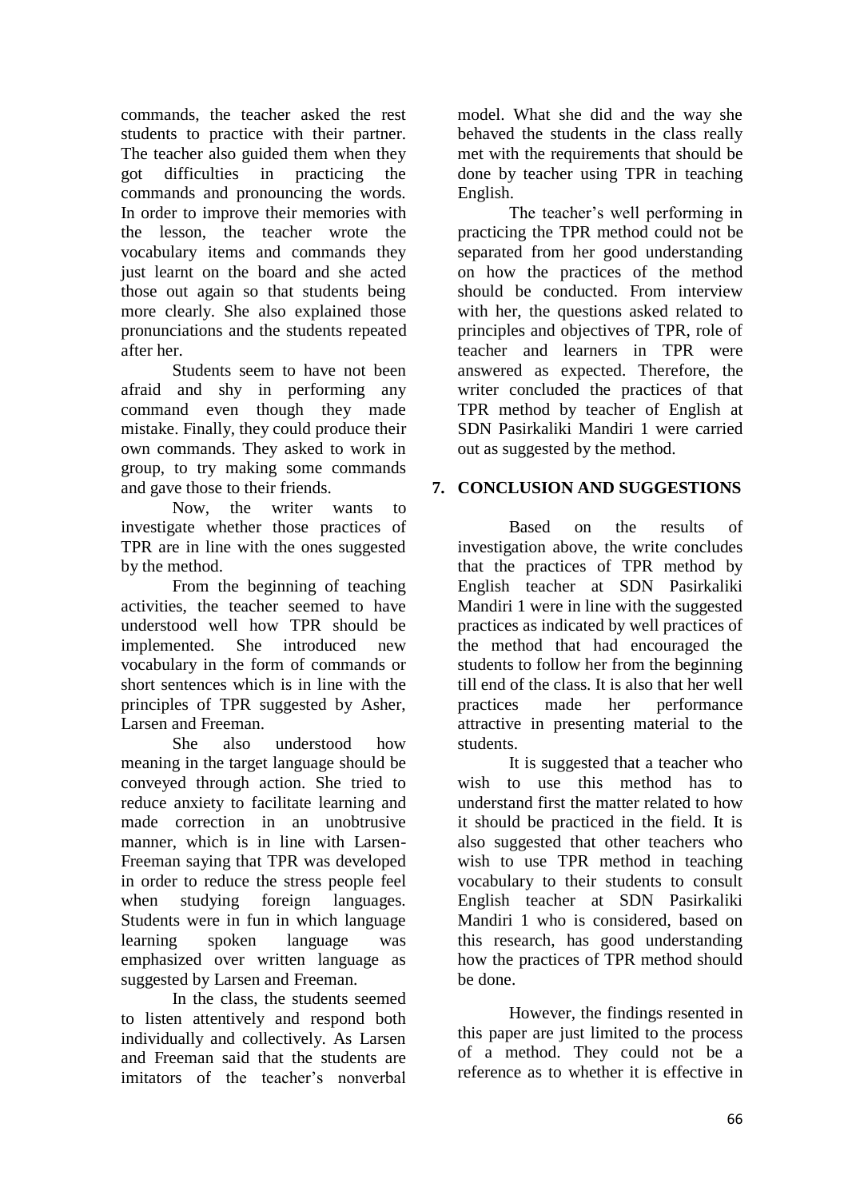commands, the teacher asked the rest students to practice with their partner. The teacher also guided them when they got difficulties in practicing the commands and pronouncing the words. In order to improve their memories with the lesson, the teacher wrote the vocabulary items and commands they just learnt on the board and she acted those out again so that students being more clearly. She also explained those pronunciations and the students repeated after her.

Students seem to have not been afraid and shy in performing any command even though they made mistake. Finally, they could produce their own commands. They asked to work in group, to try making some commands and gave those to their friends.

Now, the writer wants to investigate whether those practices of TPR are in line with the ones suggested by the method.

From the beginning of teaching activities, the teacher seemed to have understood well how TPR should be implemented. She introduced new vocabulary in the form of commands or short sentences which is in line with the principles of TPR suggested by Asher, Larsen and Freeman.

She also understood how meaning in the target language should be conveyed through action. She tried to reduce anxiety to facilitate learning and made correction in an unobtrusive manner, which is in line with Larsen-Freeman saying that TPR was developed in order to reduce the stress people feel when studying foreign languages. Students were in fun in which language learning spoken language was emphasized over written language as suggested by Larsen and Freeman.

In the class, the students seemed to listen attentively and respond both individually and collectively. As Larsen and Freeman said that the students are imitators of the teacher's nonverbal model. What she did and the way she behaved the students in the class really met with the requirements that should be done by teacher using TPR in teaching English.

The teacher's well performing in practicing the TPR method could not be separated from her good understanding on how the practices of the method should be conducted. From interview with her, the questions asked related to principles and objectives of TPR, role of teacher and learners in TPR were answered as expected. Therefore, the writer concluded the practices of that TPR method by teacher of English at SDN Pasirkaliki Mandiri 1 were carried out as suggested by the method.

## 7. CONCLUSION AND SUGGESTIONS

Based on the results of investigation above, the write concludes that the practices of TPR method by English teacher at SDN Pasirkaliki Mandiri 1 were in line with the suggested practices as indicated by well practices of the method that had encouraged the students to follow her from the beginning till end of the class. It is also that her well practices made her performance attractive in presenting material to the students.

It is suggested that a teacher who wish to use this method has to understand first the matter related to how it should be practiced in the field. It is also suggested that other teachers who wish to use TPR method in teaching vocabulary to their students to consult English teacher at SDN Pasirkaliki Mandiri 1 who is considered, based on this research, has good understanding how the practices of TPR method should be done.

However, the findings resented in this paper are just limited to the process of a method. They could not be a reference as to whether it is effective in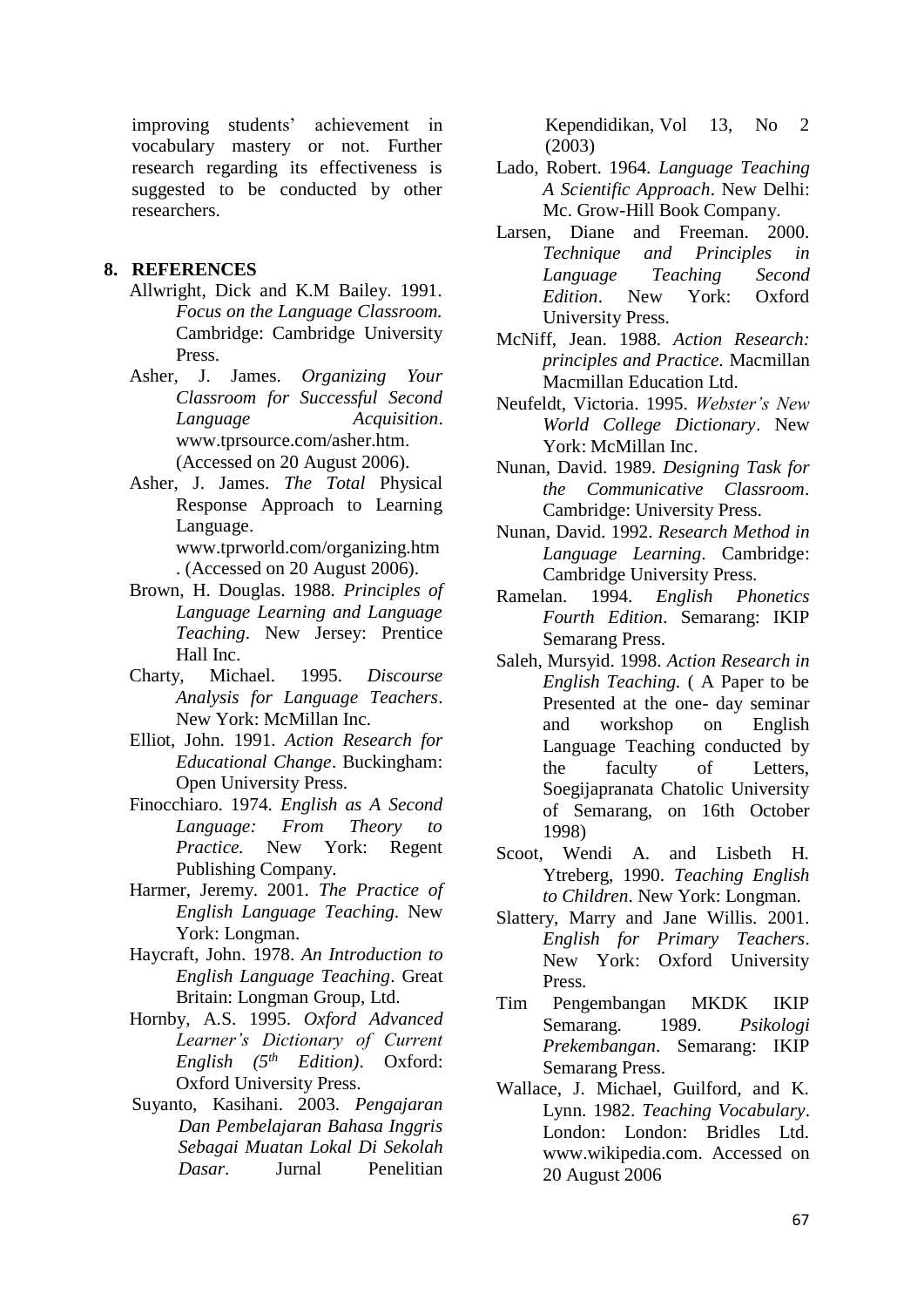improving students' achievement in vocabulary mastery or not. Further research regarding its effectiveness is suggested to be conducted by other researchers.

## 8. REFERENCES

Allwright, Dick and K.M Bailey. 1991. *Focus on the Language Classroom.* Cambridge: Cambridge University Press.

Asher, J. James. *Organizing Your Classroom for Successful Second Language Acquisition*. www.tprsource.com/asher.htm. (Accessed on 20 August 2006).

Asher, J. James. *The Total* Physical Response Approach to Learning Language. www.tprworld.com/organizing.htm . (Accessed on 20 August 2006).

Brown, H. Douglas. 1988. *Principles of Language Learning and Language Teaching*. New Jersey: Prentice Hall Inc.

Charty, Michael. 1995. *Discourse Analysis for Language Teachers*. New York: McMillan Inc.

Elliot, John. 1991. *Action Research for Educational Change*. Buckingham: Open University Press.

Finocchiaro. 1974. *English as A Second Language: From Theory to Practice.* New York: Regent Publishing Company.

Harmer, Jeremy. 2001. *The Practice of English Language Teaching*. New York: Longman.

Haycraft, John. 1978. *An Introduction to English Language Teaching*. Great Britain: Longman Group, Ltd.

Hornby, A.S. 1995. *Oxford Advanced Learner's Dictionary of Current English (5th Edition)*. Oxford: Oxford University Press.

Suyanto, Kasihani. 2003. *Pengajaran Dan Pembelajaran Bahasa Inggris Sebagai Muatan Lokal Di Sekolah Dasar*. Jurnal Penelitian Kependidikan, Vol 13, No 2 (2003)

Lado, Robert. 1964. *Language Teaching A Scientific Approach*. New Delhi: Mc. Grow-Hill Book Company.

Larsen, Diane and Freeman. 2000. *Technique and Principles in Language Teaching Second Edition*. New York: Oxford University Press.

McNiff, Jean. 1988. *Action Research: principles and Practice.* Macmillan Macmillan Education Ltd.

Neufeldt, Victoria. 1995. *Webster's New World College Dictionary*. New York: McMillan Inc.

Nunan, David. 1989. *Designing Task for the Communicative Classroom*. Cambridge: University Press.

Nunan, David. 1992. *Research Method in Language Learning*. Cambridge: Cambridge University Press.

Ramelan. 1994. *English Phonetics Fourth Edition*. Semarang: IKIP Semarang Press.

Saleh, Mursyid. 1998. *Action Research in English Teaching.* ( A Paper to be Presented at the one- day seminar and workshop on English Language Teaching conducted by the faculty of Letters, Soegijapranata Chatolic University of Semarang, on 16th October 1998)

Scoot, Wendi A. and Lisbeth H. Ytreberg, 1990. *Teaching English to Children*. New York: Longman.

Slattery, Marry and Jane Willis. 2001. *English for Primary Teachers*. New York: Oxford University Press.

Tim Pengembangan MKDK IKIP Semarang. 1989. *Psikologi Prekembangan*. Semarang: IKIP Semarang Press.

Wallace, J. Michael, Guilford, and K. Lynn. 1982. *Teaching Vocabulary*. London: London: Bridles Ltd. www.wikipedia.com. Accessed on 20 August 2006